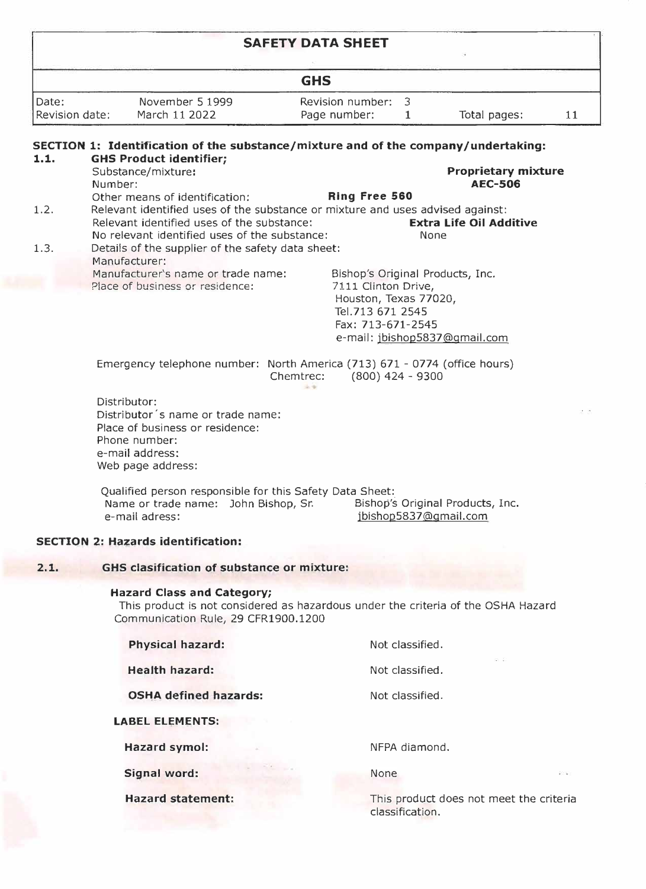# SAFETY DATA SHEET

## GHS

| Date: | November 5 1999 | Revision number: | 3 | | |
|---|---|---|---|---|---|
| Revision date: | March 11 2022 | Page number: | 1 | Total pages: | 11 |

### SECTION 1: Identification of the substance/mixture and of the company/undertaking:

**1.1. GHS Product identifier;**

Substance/mixture: **Proprietary mixture**

Number: **AEC-506**

Other means of identification: **Ring Free 560**

1.2. Relevant identified uses of the substance or mixture and uses advised against:

Relevant identified uses of the substance: **Extra Life Oil Additive**

No relevant identified uses of the substance: None

1.3. Details of the supplier of the safety data sheet:

Manufacturer:

Manufacturer's name or trade name: Bishop's Original Products, Inc.

Place of business or residence: 7111 Clinton Drive,
Houston, Texas 77020,
Tel.713 671 2545
Fax: 713-671-2545
e-mail: jbishop5837@gmail.com

Emergency telephone number: North America (713) 671 - 0774 (office hours)
Chemtrec: (800) 424 - 9300

Distributor:
Distributor´s name or trade name:
Place of business or residence:
Phone number:
e-mail address:
Web page address:

Qualified person responsible for this Safety Data Sheet:
Name or trade name: John Bishop, Sr. Bishop's Original Products, Inc.
e-mail adress: jbishop5837@gmail.com

### SECTION 2: Hazards identification:

**2.1. GHS clasification of substance or mixture:**

**Hazard Class and Category;**

This product is not considered as hazardous under the criteria of the OSHA Hazard Communication Rule, 29 CFR1900.1200

**Physical hazard:** Not classified.

**Health hazard:** Not classified.

**OSHA defined hazards:** Not classified.

**LABEL ELEMENTS:**

**Hazard symol:** NFPA diamond.

**Signal word:** None

**Hazard statement:** This product does not meet the criteria classification.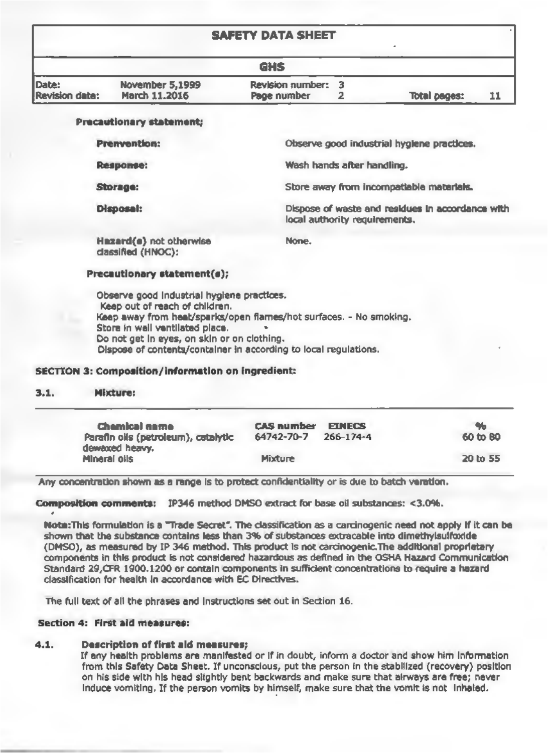**Precautionary statement;**

**Prenvention:** Observe good industrial hygiene practices.

**Response:** Wash hands after handling.

**Storage:** Store away from incompatiable materials.

**Disposal:** Dispose of waste and residues in accordance with local authority requirements.

**Hazard(s)** not otherwise classified (HNOC): None.

**Precautionary statement(s);**

Observe good industrial hygiene practices.
Keep out of reach of children.
Keep away from heat/sparks/open flames/hot surfaces. - No smoking.
Store in well ventilated place.
Do not get in eyes, on skin or on clothing.
Dispose of contents/container in according to local regulations.

## SECTION 3: Composition/information on ingredient:

### 3.1. Mixture:

| Chemical name | CAS number | EINECS | % |
|---|---|---|---|
| Parafin oils (petroleum), catalytic dewaxed heavy. | 64742-70-7 | 266-174-4 | 60 to 80 |
| Mineral oils | Mixture | | 20 to 55 |

Any concentration shown as a range is to protect confidentiality or is due to batch veration.

**Composition comments:** IP346 method DMSO extract for base oil substances: <3.0%.

**Note:** This formulation is a "Trade Secret". The classification as a carcinogenic need not apply if it can be shown that the substance contains less than 3% of substances extracable into dimethylsulfoxide (DMSO), as measured by IP 346 method. This product is not carcinogenic. The additional proprietary components in this product is not considered hazardous as defined in the OSHA Hazard Communication Standard 29,CFR 1900.1200 or contain components in sufficient concentrations to require a hazard classification for health in accordance with EC Directives.

The full text of all the phrases and instructions set out in Section 16.

## Section 4: First aid measures:

### 4.1. Description of first aid measures;

If any health problems are manifested or if in doubt, inform a doctor and show him information from this Safety Data Sheet. If unconscious, put the person in the stablilized (recovery) position on his side with his head slightly bent backwards and make sure that airways are free; never induce vomiting. If the person vomits by himself, make sure that the vomit is not inhaled.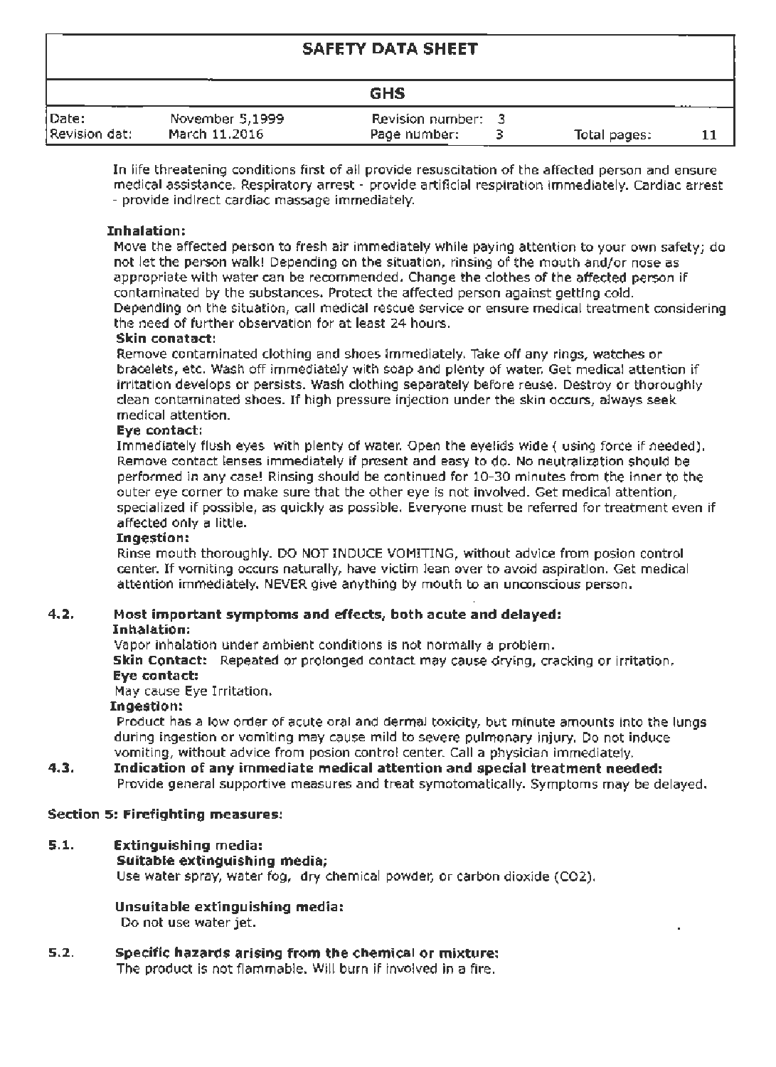In life threatening conditions first of all provide resuscitation of the affected person and ensure medical assistance. Respiratory arrest - provide artificial respiration immediately. Cardiac arrest - provide indirect cardiac massage immediately.

**Inhalation:**
Move the affected person to fresh air immediately while paying attention to your own safety; do not let the person walk! Depending on the situation, rinsing of the mouth and/or nose as appropriate with water can be recommended. Change the clothes of the affected person if contaminated by the substances. Protect the affected person against getting cold. Depending on the situation, call medical rescue service or ensure medical treatment considering the need of further observation for at least 24 hours.

**Skin conatact:**
Remove contaminated clothing and shoes immediately. Take off any rings, watches or bracelets, etc. Wash off immediately with soap and plenty of water. Get medical attention if irritation develops or persists. Wash clothing separately before reuse. Destroy or thoroughly clean contaminated shoes. If high pressure injection under the skin occurs, always seek medical attention.

**Eye contact:**
Immediately flush eyes with plenty of water. Open the eyelids wide ( using force if needed). Remove contact lenses immediately if present and easy to do. No neutralization should be performed in any case! Rinsing should be continued for 10-30 minutes from the inner to the outer eye corner to make sure that the other eye is not involved. Get medical attention, specialized if possible, as quickly as possible. Everyone must be referred for treatment even if affected only a little.

**Ingestion:**
Rinse mouth thoroughly. DO NOT INDUCE VOMITING, without advice from posion control center. If vomiting occurs naturally, have victim lean over to avoid aspiration. Get medical attention immediately. NEVER give anything by mouth to an unconscious person.

**4.2. Most important symptoms and effects, both acute and delayed:**

**Inhalation:**
Vapor inhalation under ambient conditions is not normally a problem.

**Skin Contact:** Repeated or prolonged contact may cause drying, cracking or irritation.

**Eye contact:**
May cause Eye Irritation.

**Ingestion:**
Product has a low order of acute oral and dermal toxicity, but minute amounts into the lungs during ingestion or vomiting may cause mild to severe pulmonary injury. Do not induce vomiting, without advice from posion control center. Call a physician immediately.

**4.3. Indication of any immediate medical attention and special treatment needed:**
Provide general supportive measures and treat symotomatically. Symptoms may be delayed.

## Section 5: Firefighting measures:

**5.1. Extinguishing media:**

**Suitable extinguishing media;**
Use water spray, water fog, dry chemical powder, or carbon dioxide ($CO_2$).

**Unsuitable extinguishing media:**
Do not use water jet.

**5.2. Specific hazards arising from the chemical or mixture:**
The product is not flammable. Will burn if involved in a fire.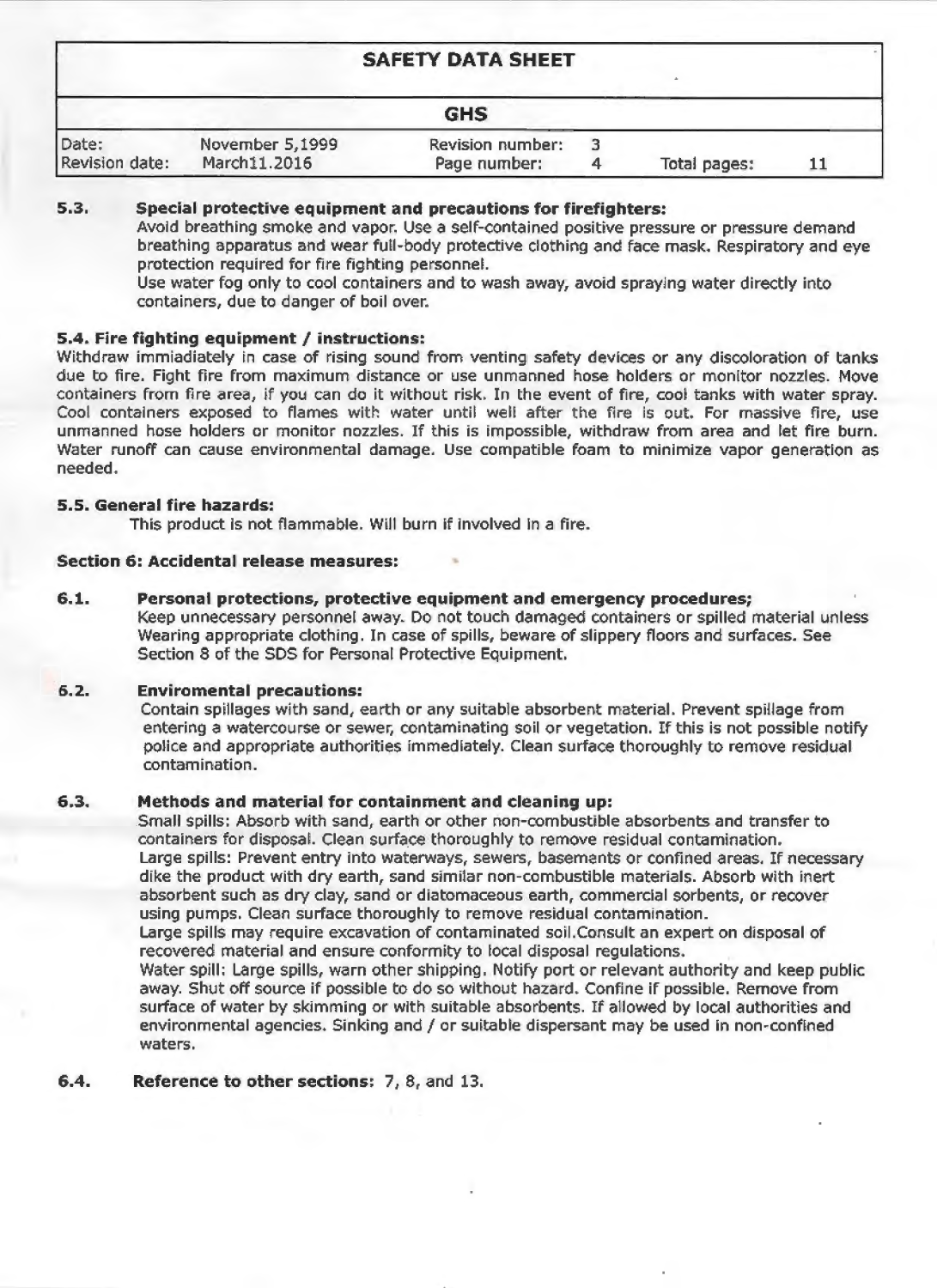### 5.3. Special protective equipment and precautions for firefighters:

Avoid breathing smoke and vapor. Use a self-contained positive pressure or pressure demand breathing apparatus and wear full-body protective clothing and face mask. Respiratory and eye protection required for fire fighting personnel.

Use water fog only to cool containers and to wash away, avoid spraying water directly into containers, due to danger of boil over.

### 5.4. Fire fighting equipment / instructions:

Withdraw immiadiately in case of rising sound from venting safety devices or any discoloration of tanks due to fire. Fight fire from maximum distance or use unmanned hose holders or monitor nozzles. Move containers from fire area, if you can do it without risk. In the event of fire, cool tanks with water spray. Cool containers exposed to flames with water until well after the fire is out. For massive fire, use unmanned hose holders or monitor nozzles. If this is impossible, withdraw from area and let fire burn. Water runoff can cause environmental damage. Use compatible foam to minimize vapor generation as needed.

### 5.5. General fire hazards:

This product is not flammable. Will burn if involved in a fire.

## Section 6: Accidental release measures:

### 6.1. Personal protections, protective equipment and emergency procedures;

Keep unnecessary personnel away. Do not touch damaged containers or spilled material unless Wearing appropriate clothing. In case of spills, beware of slippery floors and surfaces. See Section 8 of the SDS for Personal Protective Equipment.

### 6.2. Enviromental precautions:

Contain spillages with sand, earth or any suitable absorbent material. Prevent spillage from entering a watercourse or sewer, contaminating soil or vegetation. If this is not possible notify police and appropriate authorities immediately. Clean surface thoroughly to remove residual contamination.

### 6.3. Methods and material for containment and cleaning up:

Small spills: Absorb with sand, earth or other non-combustible absorbents and transfer to containers for disposal. Clean surface thoroughly to remove residual contamination.

Large spills: Prevent entry into waterways, sewers, basements or confined areas. If necessary dike the product with dry earth, sand similar non-combustible materials. Absorb with inert absorbent such as dry clay, sand or diatomaceous earth, commercial sorbents, or recover using pumps. Clean surface thoroughly to remove residual contamination.

Large spills may require excavation of contaminated soil.Consult an expert on disposal of recovered material and ensure conformity to local disposal regulations.

Water spill: Large spills, warn other shipping. Notify port or relevant authority and keep public away. Shut off source if possible to do so without hazard. Confine if possible. Remove from surface of water by skimming or with suitable absorbents. If allowed by local authorities and environmental agencies. Sinking and / or suitable dispersant may be used in non-confined waters.

### 6.4. Reference to other sections: 7, 8, and 13.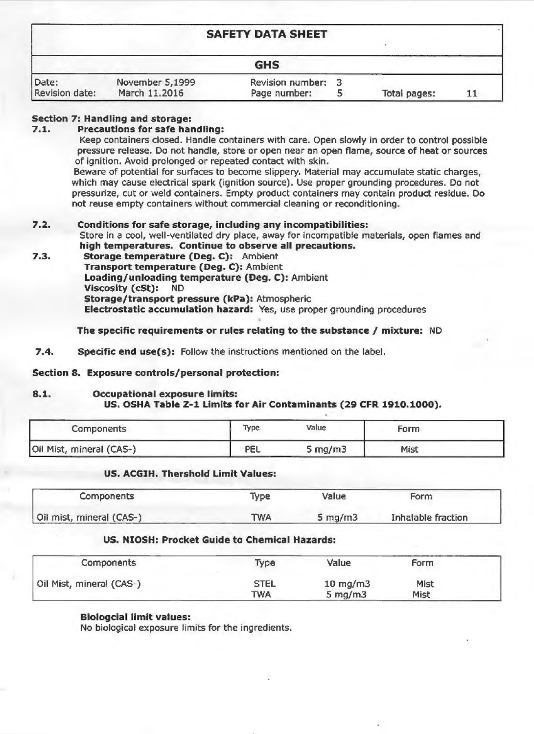# SAFETY DATA SHEET

## GHS

| Date: | November 5,1999 | Revision number: | 3 |
|---|---|---|---|
| Revision date: | March 11.2016 | | |

### Section 7: Handling and storage:

**7.1. Precautions for safe handling:**

Keep containers closed. Handle containers with care. Open slowly in order to control possible pressure release. Do not handle, store or open near an open flame, source of heat or sources of ignition. Avoid prolonged or repeated contact with skin.

Beware of potential for surfaces to become slippery. Material may accumulate static charges, which may cause electrical spark (ignition source). Use proper grounding procedures. Do not pressurize, cut or weld containers. Empty product containers may contain product residue. Do not reuse empty containers without commercial cleaning or reconditioning.

**7.2. Conditions for safe storage, including any incompatibilities:**

Store in a cool, well-ventilated dry place, away for incompatible materials, open flames and **high temperatures. Continue to observe all precautions.**

**7.3.**
**Storage temperature (Deg. C):** Ambient
**Transport temperature (Deg. C):** Ambient
**Loading/unloading temperature (Deg. C):** Ambient
**Viscosity (cSt):** ND
**Storage/transport pressure (kPa):** Atmospheric
**Electrostatic accumulation hazard:** Yes, use proper grounding procedures

**The specific requirements or rules relating to the substance / mixture:** ND

**7.4. Specific end use(s):** Follow the instructions mentioned on the label.

### Section 8. Exposure controls/personal protection:

**8.1. Occupational exposure limits:**

**US. OSHA Table Z-1 Limits for Air Contaminants (29 CFR 1910.1000).**

| Components | Type | Value | Form |
|---|---|---|---|
| Oil Mist, mineral (CAS-) | PEL | 5 mg/m3 | Mist |

**US. ACGIH. Thershold Limit Values:**

| Components | Type | Value | Form |
|---|---|---|---|
| Oil mist, mineral (CAS-) | TWA | 5 mg/m3 | Inhalable fraction |

**US. NIOSH: Procket Guide to Chemical Hazards:**

| Components | Type | Value | Form |
|---|---|---|---|
| Oil Mist, mineral (CAS-) | STEL | 10 mg/m3 | Mist |
| | TWA | 5 mg/m3 | Mist |

**Biologcial limit values:**

No biological exposure limits for the ingredients.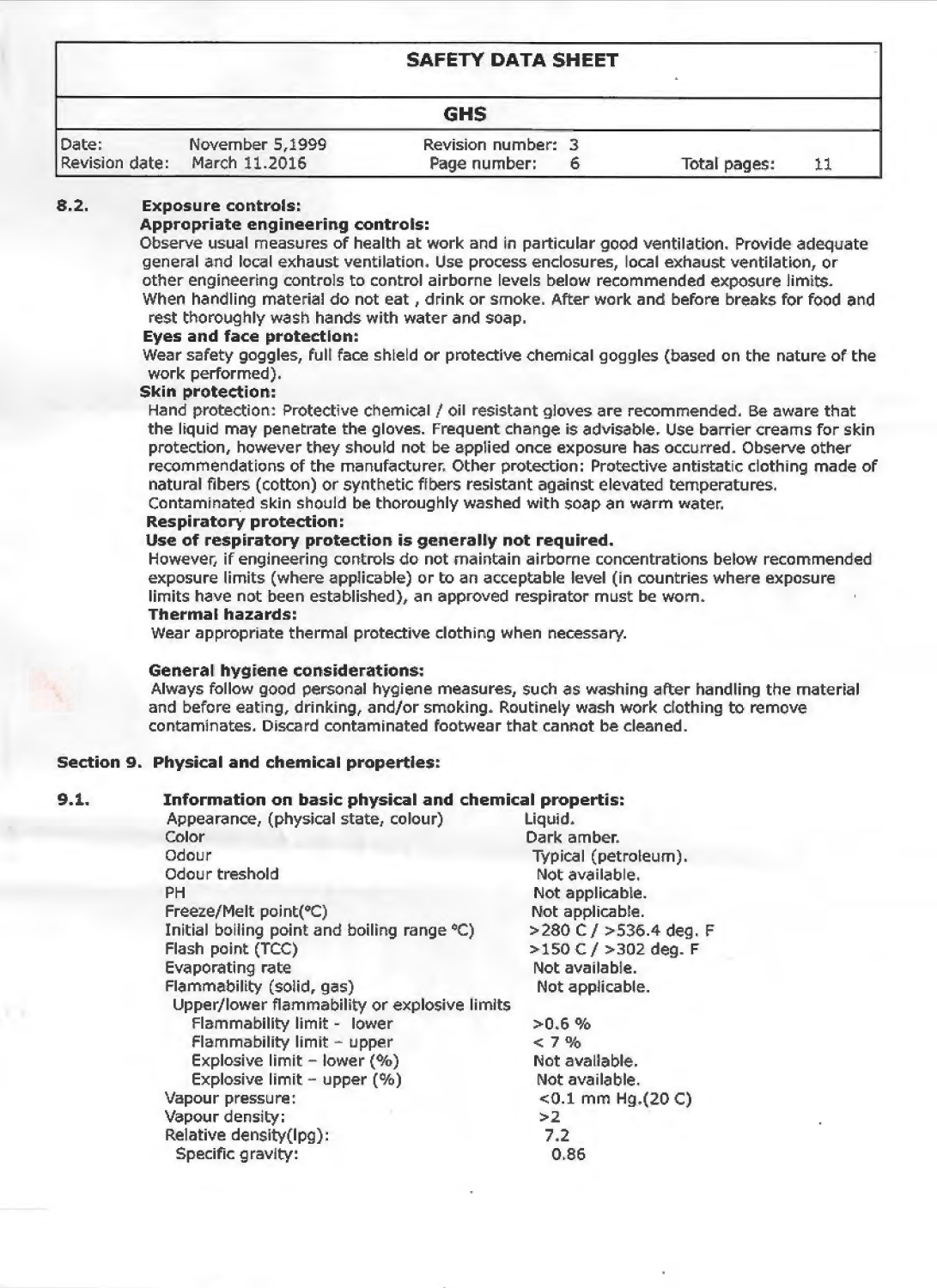#### 8.2. Exposure controls:

**Appropriate engineering controls:**

Observe usual measures of health at work and in particular good ventilation. Provide adequate general and local exhaust ventilation. Use process enclosures, local exhaust ventilation, or other engineering controls to control airborne levels below recommended exposure limits. When handling material do not eat , drink or smoke. After work and before breaks for food and rest thoroughly wash hands with water and soap.

**Eyes and face protection:**

Wear safety goggles, full face shield or protective chemical goggles (based on the nature of the work performed).

**Skin protection:**

Hand protection: Protective chemical / oil resistant gloves are recommended. Be aware that the liquid may penetrate the gloves. Frequent change is advisable. Use barrier creams for skin protection, however they should not be applied once exposure has occurred. Observe other recommendations of the manufacturer. Other protection: Protective antistatic clothing made of natural fibers (cotton) or synthetic fibers resistant against elevated temperatures. Contaminated skin should be thoroughly washed with soap an warm water.

**Respiratory protection:**

**Use of respiratory protection is generally not required.**

However, if engineering controls do not maintain airborne concentrations below recommended exposure limits (where applicable) or to an acceptable level (in countries where exposure limits have not been established), an approved respirator must be worn.

**Thermal hazards:**

Wear appropriate thermal protective clothing when necessary.

**General hygiene considerations:**

Always follow good personal hygiene measures, such as washing after handling the material and before eating, drinking, and/or smoking. Routinely wash work clothing to remove contaminates. Discard contaminated footwear that cannot be cleaned.

## Section 9. Physical and chemical properties:

#### 9.1. Information on basic physical and chemical propertis:

| Property | Value |
|---|---|
| Appearance, (physical state, colour) | Liquid. |
| Color | Dark amber. |
| Odour | Typical (petroleum). |
| Odour treshold | Not available. |
| PH | Not applicable. |
| Freeze/Melt point(°C) | Not applicable. |
| Initial boiling point and boiling range °C) | >280 C / >536.4 deg. F |
| Flash point (TCC) | >150 C / >302 deg. F |
| Evaporating rate | Not available. |
| Flammability (solid, gas) | Not applicable. |
| Upper/lower flammability or explosive limits | |
| Flammability limit - lower | >0.6 % |
| Flammability limit – upper | < 7 % |
| Explosive limit – lower (%) | Not available. |
| Explosive limit – upper (%) | Not available. |
| Vapour pressure: | <0.1 mm Hg.(20 C) |
| Vapour density: | >2 |
| Relative density(lpg): | 7.2 |
| Specific gravity: | 0.86 |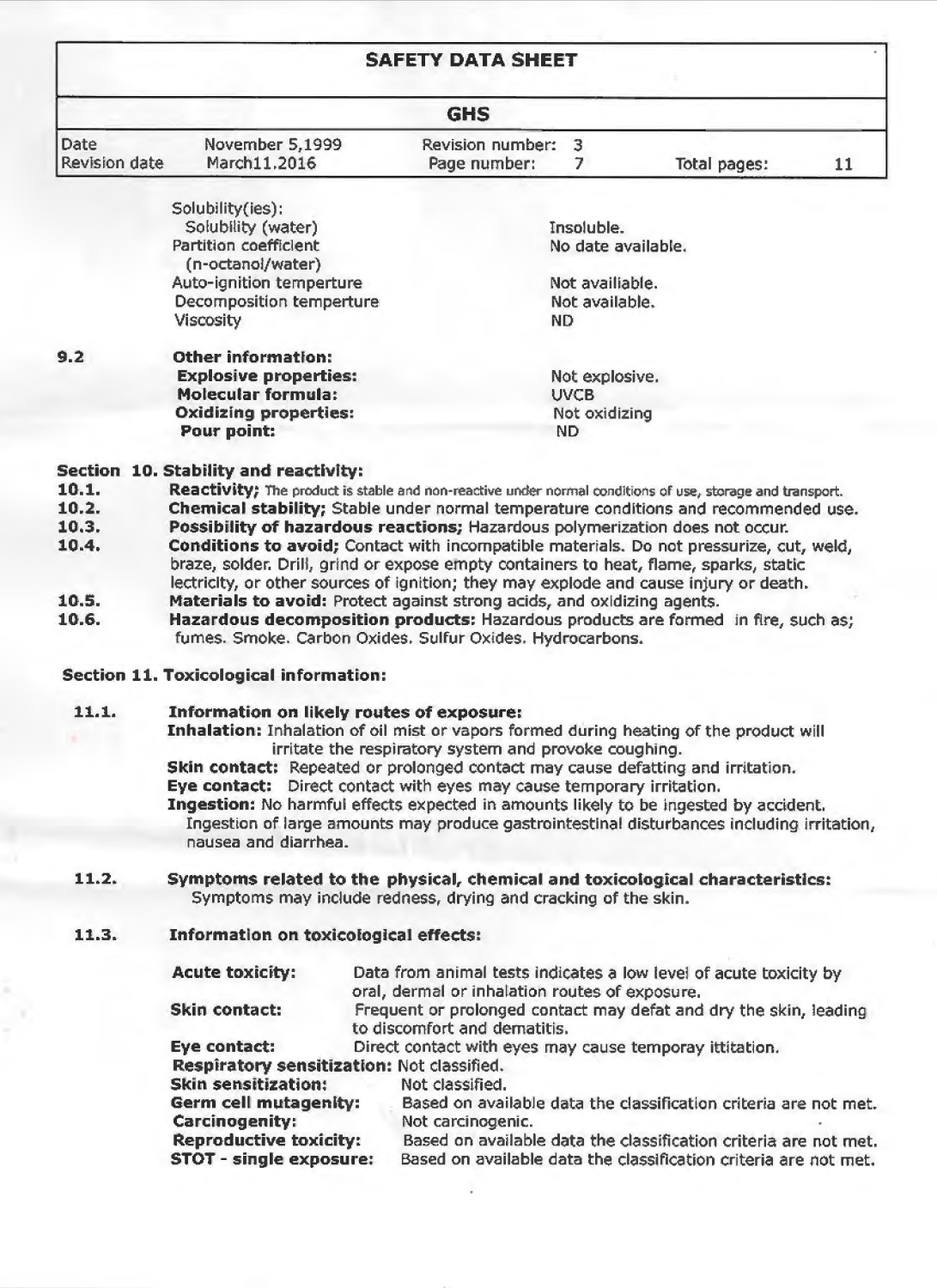| Property | Value |
|---|---|
| Solubility(ies): | |
| Solubility (water) | Insoluble. |
| Partition coefficient (n-octanol/water) | No date available. |
| Auto-ignition temperture | Not availiable. |
| Decomposition temperture | Not available. |
| Viscosity | ND |

**9.2 Other information:**

| Property | Value |
|---|---|
| **Explosive properties:** | Not explosive. |
| **Molecular formula:** | UVCB |
| **Oxidizing properties:** | Not oxidizing |
| **Pour point:** | ND |

## Section 10. Stability and reactivity:

**10.1.** **Reactivity;** The product is stable and non-reactive under normal conditions of use, storage and transport.

**10.2.** **Chemical stability;** Stable under normal temperature conditions and recommended use.

**10.3.** **Possibility of hazardous reactions;** Hazardous polymerization does not occur.

**10.4.** **Conditions to avoid;** Contact with incompatible materials. Do not pressurize, cut, weld, braze, solder. Drill, grind or expose empty containers to heat, flame, sparks, static lectricity, or other sources of ignition; they may explode and cause injury or death.

**10.5.** **Materials to avoid:** Protect against strong acids, and oxidizing agents.

**10.6.** **Hazardous decomposition products:** Hazardous products are formed in fire, such as; fumes. Smoke. Carbon Oxides. Sulfur Oxides. Hydrocarbons.

## Section 11. Toxicological information:

**11.1. Information on likely routes of exposure:**

**Inhalation:** Inhalation of oil mist or vapors formed during heating of the product will irritate the respiratory system and provoke coughing.

**Skin contact:** Repeated or prolonged contact may cause defatting and irritation.

**Eye contact:** Direct contact with eyes may cause temporary irritation.

**Ingestion:** No harmful effects expected in amounts likely to be ingested by accident. Ingestion of large amounts may produce gastrointestinal disturbances including irritation, nausea and diarrhea.

**11.2. Symptoms related to the physical, chemical and toxicological characteristics:**

Symptoms may include redness, drying and cracking of the skin.

**11.3. Information on toxicological effects:**

| Effect | Information |
|---|---|
| **Acute toxicity:** | Data from animal tests indicates a low level of acute toxicity by oral, dermal or inhalation routes of exposure. |
| **Skin contact:** | Frequent or prolonged contact may defat and dry the skin, leading to discomfort and dematitis. |
| **Eye contact:** | Direct contact with eyes may cause temporay ittitation. |
| **Respiratory sensitization:** | Not classified. |
| **Skin sensitization:** | Not classified. |
| **Germ cell mutagenity:** | Based on available data the classification criteria are not met. |
| **Carcinogenity:** | Not carcinogenic. |
| **Reproductive toxicity:** | Based on available data the classification criteria are not met. |
| **STOT - single exposure:** | Based on available data the classification criteria are not met. |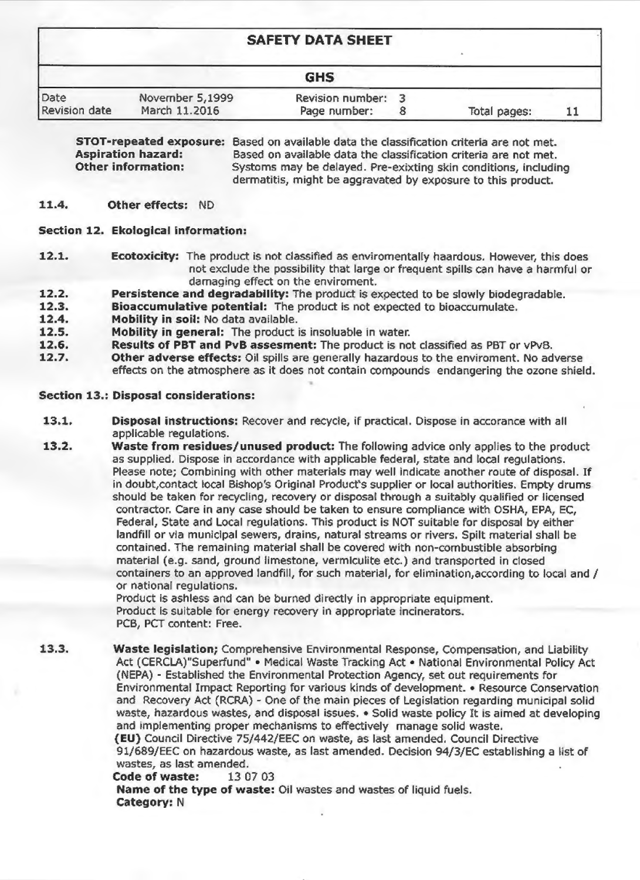**STOT-repeated exposure:** Based on available data the classification criteria are not met.
**Aspiration hazard:** Based on available data the classification criteria are not met.
**Other information:** Systoms may be delayed. Pre-exixting skin conditions, including dermatitis, might be aggravated by exposure to this product.

**11.4. Other effects:** ND

## Section 12. Ekological information:

**12.1. Ecotoxicity:** The product is not classified as enviromentally haardous. However, this does not exclude the possibility that large or frequent spills can have a harmful or damaging effect on the enviroment.

**12.2. Persistence and degradability:** The product is expected to be slowly biodegradable.

**12.3. Bioaccumulative potential:** The product is not expected to bioaccumulate.

**12.4. Mobility in soil:** No data available.

**12.5. Mobility in general:** The product is insoluable in water.

**12.6. Results of PBT and PvB assesment:** The product is not classified as PBT or vPvB.

**12.7. Other adverse effects:** Oil spills are generally hazardous to the enviroment. No adverse effects on the atmosphere as it does not contain compounds endangering the ozone shield.

## Section 13.: Disposal considerations:

**13.1. Disposal instructions:** Recover and recycle, if practical. Dispose in accorance with all applicable regulations.

**13.2. Waste from residues/unused product:** The following advice only applies to the product as supplied. Dispose in accordance with applicable federal, state and local regulations. Please note; Combining with other materials may well indicate another route of disposal. If in doubt,contact local Bishop's Original Product's supplier or local authorities. Empty drums should be taken for recycling, recovery or disposal through a suitably qualified or licensed contractor. Care in any case should be taken to ensure compliance with OSHA, EPA, EC, Federal, State and Local regulations. This product is NOT suitable for disposal by either landfill or via municipal sewers, drains, natural streams or rivers. Spilt material shall be contained. The remaining material shall be covered with non-combustible absorbing material (e.g. sand, ground limestone, vermiculite etc.) and transported in closed containers to an approved landfill, for such material, for elimination,according to local and / or national regulations.
Product is ashless and can be burned directly in appropriate equipment.
Product is suitable for energy recovery in appropriate incinerators.
PCB, PCT content: Free.

**13.3. Waste legislation;** Comprehensive Environmental Response, Compensation, and Liability Act (CERCLA)"Superfund" • Medical Waste Tracking Act • National Environmental Policy Act (NEPA) - Established the Environmental Protection Agency, set out requirements for Environmental Impact Reporting for various kinds of development. • Resource Conservation and Recovery Act (RCRA) - One of the main pieces of Legislation regarding municipal solid waste, hazardous wastes, and disposal issues. • Solid waste policy It is aimed at developing and implementing proper mechanisms to effectively manage solid waste.
**(EU)** Council Directive 75/442/EEC on waste, as last amended. Council Directive 91/689/EEC on hazardous waste, as last amended. Decision 94/3/EC establishing a list of wastes, as last amended.
**Code of waste:** 13 07 03
**Name of the type of waste:** Oil wastes and wastes of liquid fuels.
**Category:** N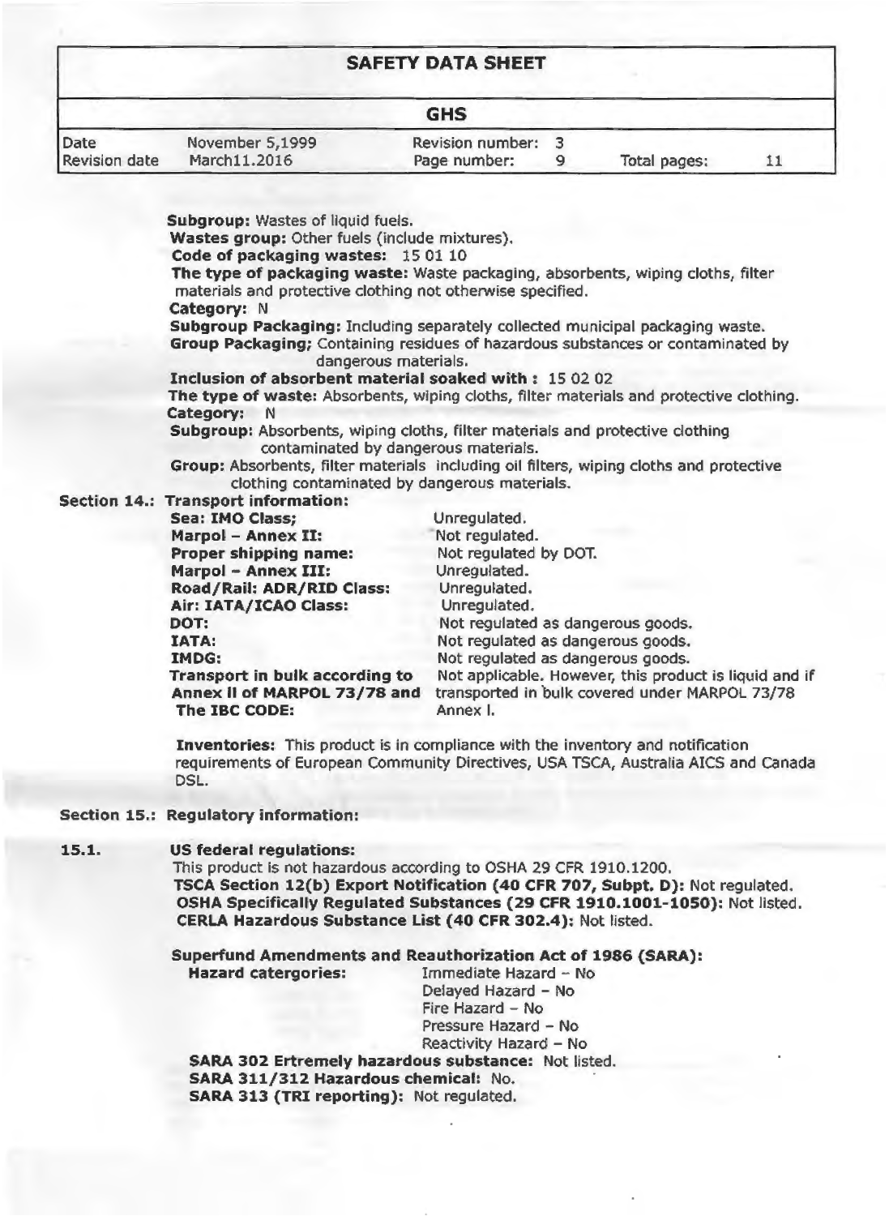**Subgroup:** Wastes of liquid fuels.
**Wastes group:** Other fuels (include mixtures).
**Code of packaging wastes:** 15 01 10
**The type of packaging waste:** Waste packaging, absorbents, wiping cloths, filter materials and protective clothing not otherwise specified.
**Category:** N
**Subgroup Packaging:** Including separately collected municipal packaging waste.
**Group Packaging;** Containing residues of hazardous substances or contaminated by dangerous materials.
**Inclusion of absorbent material soaked with :** 15 02 02
**The type of waste:** Absorbents, wiping cloths, filter materials and protective clothing.
**Category:** N
**Subgroup:** Absorbents, wiping cloths, filter materials and protective clothing contaminated by dangerous materials.
**Group:** Absorbents, filter materials including oil filters, wiping cloths and protective clothing contaminated by dangerous materials.

**Section 14.: Transport information:**

| | |
|---|---|
| **Sea: IMO Class;** | Unregulated. |
| **Marpol – Annex II:** | Not regulated. |
| **Proper shipping name:** | Not regulated by DOT. |
| **Marpol – Annex III:** | Unregulated. |
| **Road/Rail: ADR/RID Class:** | Unregulated. |
| **Air: IATA/ICAO Class:** | Unregulated. |
| **DOT:** | Not regulated as dangerous goods. |
| **IATA:** | Not regulated as dangerous goods. |
| **IMDG:** | Not regulated as dangerous goods. |
| **Transport in bulk according to Annex II of MARPOL 73/78 and The IBC CODE:** | Not applicable. However, this product is liquid and if transported in bulk covered under MARPOL 73/78 Annex I. |

**Inventories:** This product is in compliance with the inventory and notification requirements of European Community Directives, USA TSCA, Australia AICS and Canada DSL.

**Section 15.: Regulatory information:**

**15.1. US federal regulations:**

This product is not hazardous according to OSHA 29 CFR 1910.1200.
**TSCA Section 12(b) Export Notification (40 CFR 707, Subpt. D):** Not regulated.
**OSHA Specifically Regulated Substances (29 CFR 1910.1001-1050):** Not listed.
**CERLA Hazardous Substance List (40 CFR 302.4):** Not listed.

**Superfund Amendments and Reauthorization Act of 1986 (SARA):**

**Hazard catergories:**
Immediate Hazard – No
Delayed Hazard – No
Fire Hazard – No
Pressure Hazard – No
Reactivity Hazard – No

**SARA 302 Ertremely hazardous substance:** Not listed.
**SARA 311/312 Hazardous chemical:** No.
**SARA 313 (TRI reporting):** Not regulated.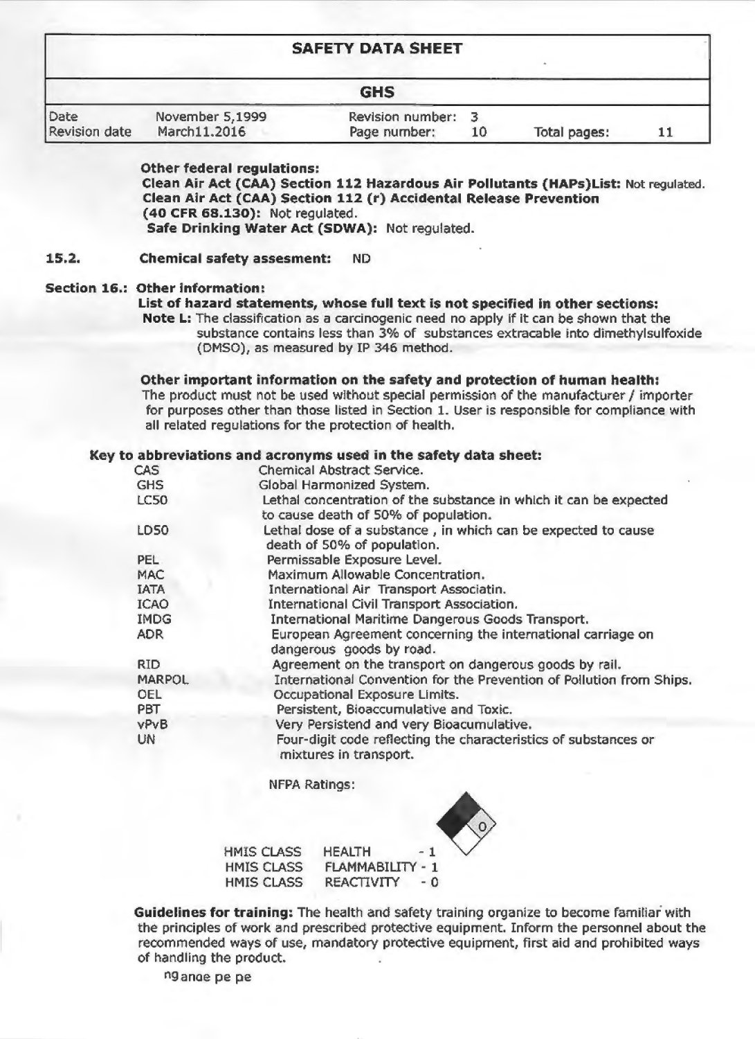Other federal regulations:

**Clean Air Act (CAA) Section 112 Hazardous Air Pollutants (HAPs)List:** Not regulated.

**Clean Air Act (CAA) Section 112 (r) Accidental Release Prevention (40 CFR 68.130):** Not regulated.

**Safe Drinking Water Act (SDWA):** Not regulated.

**15.2. Chemical safety assesment:** ND

## Section 16.: Other information:

**List of hazard statements, whose full text is not specified in other sections:**

**Note L:** The classification as a carcinogenic need no apply if it can be shown that the substance contains less than 3% of substances extracable into dimethylsulfoxide (DMSO), as measured by IP 346 method.

**Other important information on the safety and protection of human health:**

The product must not be used without special permission of the manufacturer / importer for purposes other than those listed in Section 1. User is responsible for compliance with all related regulations for the protection of health.

**Key to abbreviations and acronyms used in the safety data sheet:**

| | |
|---|---|
| CAS | Chemical Abstract Service. |
| GHS | Global Harmonized System. |
| LC50 | Lethal concentration of the substance in which it can be expected to cause death of 50% of population. |
| LD50 | Lethal dose of a substance , in which can be expected to cause death of 50% of population. |
| PEL | Permissable Exposure Level. |
| MAC | Maximum Allowable Concentration. |
| IATA | International Air Transport Associatin. |
| ICAO | International Civil Transport Association. |
| IMDG | International Maritime Dangerous Goods Transport. |
| ADR | European Agreement concerning the international carriage on dangerous goods by road. |
| RID | Agreement on the transport on dangerous goods by rail. |
| MARPOL | International Convention for the Prevention of Pollution from Ships. |
| OEL | Occupational Exposure Limits. |
| PBT | Persistent, Bioaccumulative and Toxic. |
| vPvB | Very Persistend and very Bioacumulative. |
| UN | Four-digit code reflecting the characteristics of substances or mixtures in transport. |

NFPA Ratings:

0

| | | |
|---|---|---|
| HMIS CLASS | HEALTH | - 1 |
| HMIS CLASS | FLAMMABILITY | - 1 |
| HMIS CLASS | REACTIVITY | - 0 |

**Guidelines for training:** The health and safety training organize to become familiar with the principles of work and prescribed protective equipment. Inform the personnel about the recommended ways of use, mandatory protective equipment, first aid and prohibited ways of handling the product.

ngance pe pe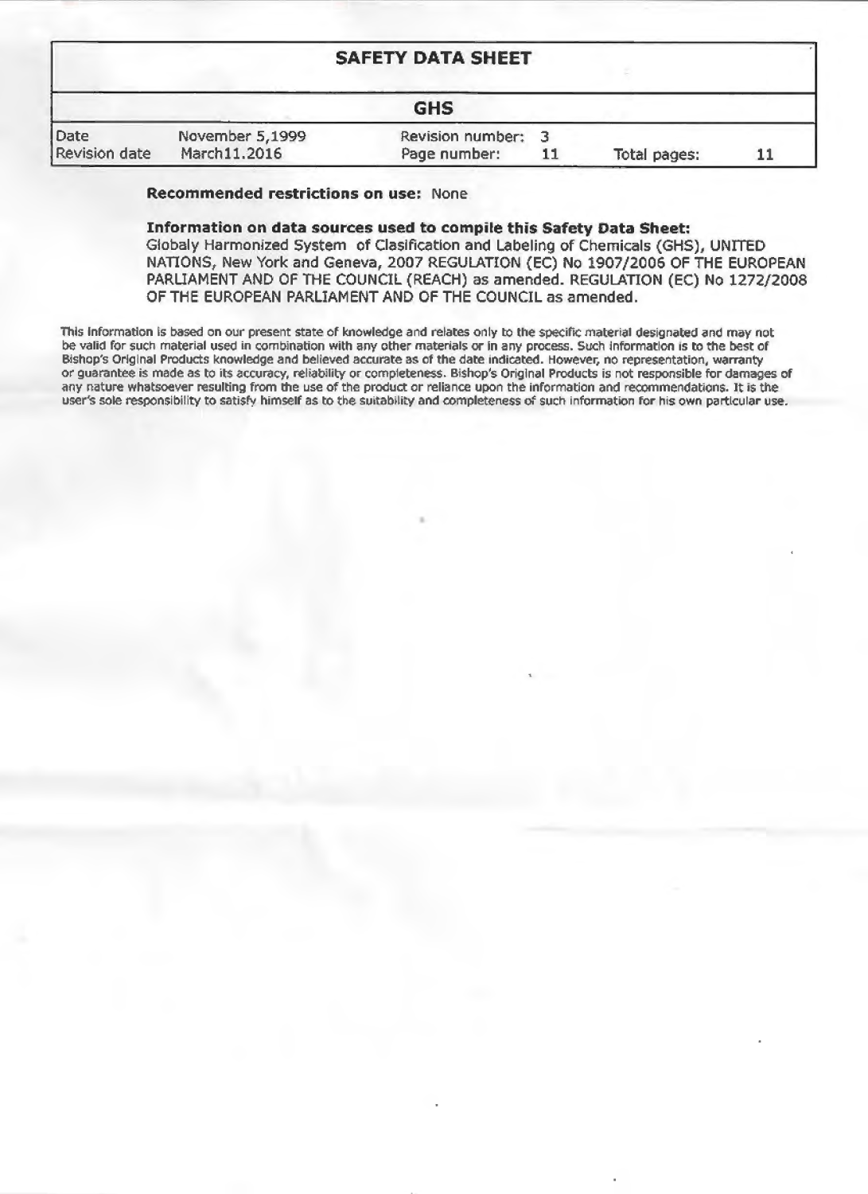**Recommended restrictions on use:** None

**Information on data sources used to compile this Safety Data Sheet:**
Globaly Harmonized System of Clasification and Labeling of Chemicals (GHS), UNITED NATIONS, New York and Geneva, 2007 REGULATION (EC) No 1907/2006 OF THE EUROPEAN PARLIAMENT AND OF THE COUNCIL (REACH) as amended. REGULATION (EC) No 1272/2008 OF THE EUROPEAN PARLIAMENT AND OF THE COUNCIL as amended.

This information is based on our present state of knowledge and relates only to the specific material designated and may not be valid for such material used in combination with any other materials or in any process. Such information is to the best of Bishop's Original Products knowledge and believed accurate as of the date indicated. However, no representation, warranty or guarantee is made as to its accuracy, reliability or completeness. Bishop's Original Products is not responsible for damages of any nature whatsoever resulting from the use of the product or reliance upon the information and recommendations. It is the user's sole responsibility to satisfy himself as to the suitability and completeness of such information for his own particular use.